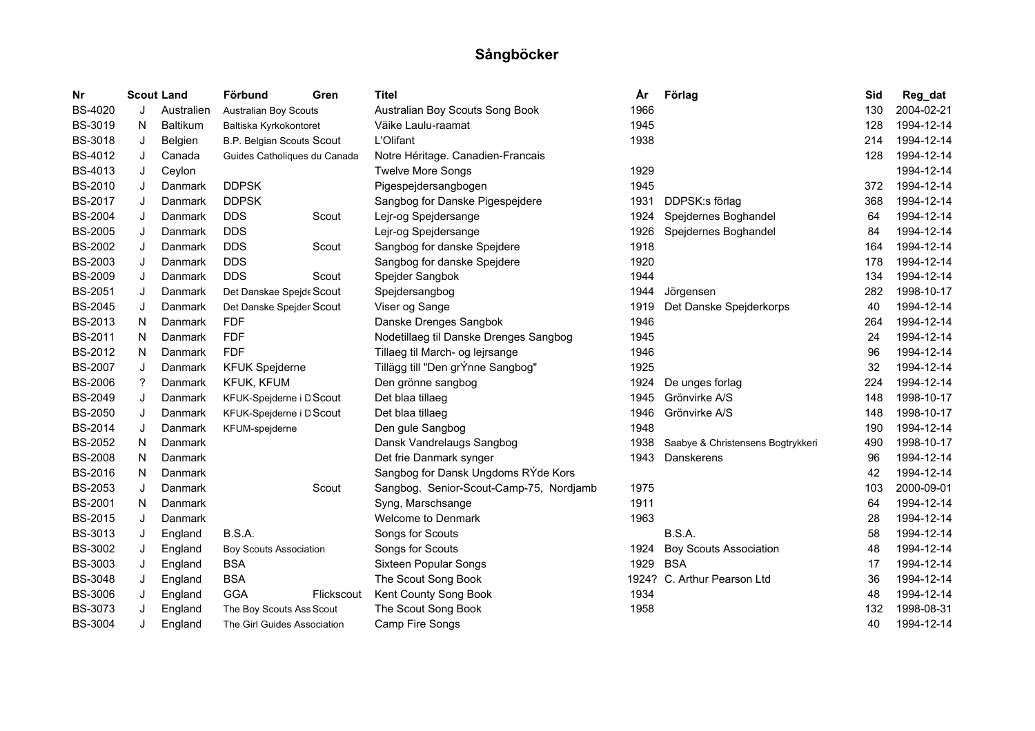# Sångböcker

| Nr | Scout | Land | Förbund | Gren | Titel | År | Förlag | Sid | Reg_dat |
|---|---|---|---|---|---|---|---|---|---|
| BS-4020 | J | Australien | Australian Boy Scouts | | Australian Boy Scouts Song Book | 1966 | | 130 | 2004-02-21 |
| BS-3019 | N | Baltikum | Baltiska Kyrkokontoret | | Väike Laulu-raamat | 1945 | | 128 | 1994-12-14 |
| BS-3018 | J | Belgien | B.P. Belgian Scouts | Scout | L'Olifant | 1938 | | 214 | 1994-12-14 |
| BS-4012 | J | Canada | Guides Catholiques du Canada | | Notre Héritage. Canadien-Francais | | | 128 | 1994-12-14 |
| BS-4013 | J | Ceylon | | | Twelve More Songs | 1929 | | | 1994-12-14 |
| BS-2010 | J | Danmark | DDPSK | | Pigespejdersangbogen | 1945 | | 372 | 1994-12-14 |
| BS-2017 | J | Danmark | DDPSK | | Sangbog for Danske Pigespejdere | 1931 | DDPSK:s förlag | 368 | 1994-12-14 |
| BS-2004 | J | Danmark | DDS | Scout | Lejr-og Spejdersange | 1924 | Spejdernes Boghandel | 64 | 1994-12-14 |
| BS-2005 | J | Danmark | DDS | | Lejr-og Spejdersange | 1926 | Spejdernes Boghandel | 84 | 1994-12-14 |
| BS-2002 | J | Danmark | DDS | Scout | Sangbog for danske Spejdere | 1918 | | 164 | 1994-12-14 |
| BS-2003 | J | Danmark | DDS | | Sangbog for danske Spejdere | 1920 | | 178 | 1994-12-14 |
| BS-2009 | J | Danmark | DDS | Scout | Spejder Sangbok | 1944 | | 134 | 1994-12-14 |
| BS-2051 | J | Danmark | Det Danskae Spejde | Scout | Spejdersangbog | 1944 | Jörgensen | 282 | 1998-10-17 |
| BS-2045 | J | Danmark | Det Danske Spejder | Scout | Viser og Sange | 1919 | Det Danske Spejderkorps | 40 | 1994-12-14 |
| BS-2013 | N | Danmark | FDF | | Danske Drenges Sangbok | 1946 | | 264 | 1994-12-14 |
| BS-2011 | N | Danmark | FDF | | Nodetillaeg til Danske Drenges Sangbog | 1945 | | 24 | 1994-12-14 |
| BS-2012 | N | Danmark | FDF | | Tillaeg til March- og lejrsange | 1946 | | 96 | 1994-12-14 |
| BS-2007 | J | Danmark | KFUK Spejderne | | Tillägg till "Den grÝnne Sangbog" | 1925 | | 32 | 1994-12-14 |
| BS-2006 | ? | Danmark | KFUK, KFUM | | Den grönne sangbog | 1924 | De unges forlag | 224 | 1994-12-14 |
| BS-2049 | J | Danmark | KFUK-Spejderne i D | Scout | Det blaa tillaeg | 1945 | Grönvirke A/S | 148 | 1998-10-17 |
| BS-2050 | J | Danmark | KFUK-Spejderne i D | Scout | Det blaa tillaeg | 1946 | Grönvirke A/S | 148 | 1998-10-17 |
| BS-2014 | J | Danmark | KFUM-spejderne | | Den gule Sangbog | 1948 | | 190 | 1994-12-14 |
| BS-2052 | N | Danmark | | | Dansk Vandrelaugs Sangbog | 1938 | Saabye & Christensens Bogtrykkeri | 490 | 1998-10-17 |
| BS-2008 | N | Danmark | | | Det frie Danmark synger | 1943 | Danskerens | 96 | 1994-12-14 |
| BS-2016 | N | Danmark | | | Sangbog for Dansk Ungdoms RÝde Kors | | | 42 | 1994-12-14 |
| BS-2053 | J | Danmark | | Scout | Sangbog. Senior-Scout-Camp-75, Nordjamb | 1975 | | 103 | 2000-09-01 |
| BS-2001 | N | Danmark | | | Syng, Marschsange | 1911 | | 64 | 1994-12-14 |
| BS-2015 | J | Danmark | | | Welcome to Denmark | 1963 | | 28 | 1994-12-14 |
| BS-3013 | J | England | B.S.A. | | Songs for Scouts | | B.S.A. | 58 | 1994-12-14 |
| BS-3002 | J | England | Boy Scouts Association | | Songs for Scouts | 1924 | Boy Scouts Association | 48 | 1994-12-14 |
| BS-3003 | J | England | BSA | | Sixteen Popular Songs | 1929 | BSA | 17 | 1994-12-14 |
| BS-3048 | J | England | BSA | | The Scout Song Book | 1924? | C. Arthur Pearson Ltd | 36 | 1994-12-14 |
| BS-3006 | J | England | GGA | Flickscout | Kent County Song Book | 1934 | | 48 | 1994-12-14 |
| BS-3073 | J | England | The Boy Scouts Ass | Scout | The Scout Song Book | 1958 | | 132 | 1998-08-31 |
| BS-3004 | J | England | The Girl Guides Association | | Camp Fire Songs | | | 40 | 1994-12-14 |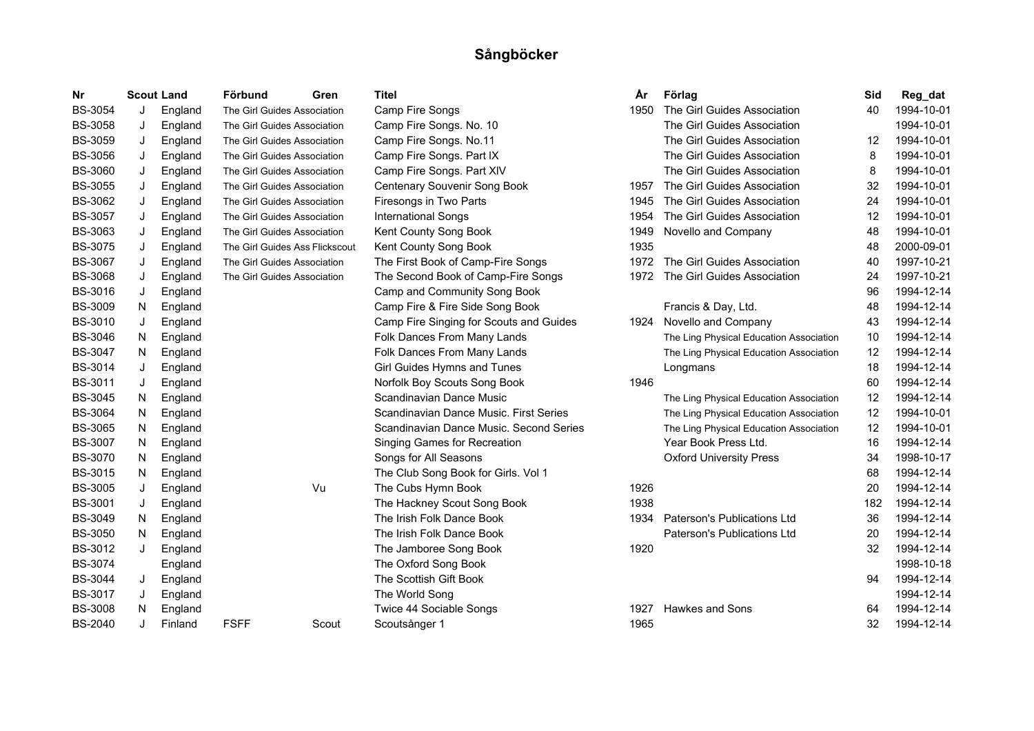# Sångböcker

| Nr | Scout | Land | Förbund | Gren | Titel | År | Förlag | Sid | Reg_dat |
|---|---|---|---|---|---|---|---|---|---|
| BS-3054 | J | England | The Girl Guides Association | | Camp Fire Songs | 1950 | The Girl Guides Association | 40 | 1994-10-01 |
| BS-3058 | J | England | The Girl Guides Association | | Camp Fire Songs. No. 10 | | The Girl Guides Association | | 1994-10-01 |
| BS-3059 | J | England | The Girl Guides Association | | Camp Fire Songs. No.11 | | The Girl Guides Association | 12 | 1994-10-01 |
| BS-3056 | J | England | The Girl Guides Association | | Camp Fire Songs. Part IX | | The Girl Guides Association | 8 | 1994-10-01 |
| BS-3060 | J | England | The Girl Guides Association | | Camp Fire Songs. Part XlV | | The Girl Guides Association | 8 | 1994-10-01 |
| BS-3055 | J | England | The Girl Guides Association | | Centenary Souvenir Song Book | 1957 | The Girl Guides Association | 32 | 1994-10-01 |
| BS-3062 | J | England | The Girl Guides Association | | Firesongs in Two Parts | 1945 | The Girl Guides Association | 24 | 1994-10-01 |
| BS-3057 | J | England | The Girl Guides Association | | International Songs | 1954 | The Girl Guides Association | 12 | 1994-10-01 |
| BS-3063 | J | England | The Girl Guides Association | | Kent County Song Book | 1949 | Novello and Company | 48 | 1994-10-01 |
| BS-3075 | J | England | The Girl Guides Ass Flickscout | | Kent County Song Book | 1935 | | 48 | 2000-09-01 |
| BS-3067 | J | England | The Girl Guides Association | | The First Book of Camp-Fire Songs | 1972 | The Girl Guides Association | 40 | 1997-10-21 |
| BS-3068 | J | England | The Girl Guides Association | | The Second Book of Camp-Fire Songs | 1972 | The Girl Guides Association | 24 | 1997-10-21 |
| BS-3016 | J | England | | | Camp and Community Song Book | | | 96 | 1994-12-14 |
| BS-3009 | N | England | | | Camp Fire & Fire Side Song Book | | Francis & Day, Ltd. | 48 | 1994-12-14 |
| BS-3010 | J | England | | | Camp Fire Singing for Scouts and Guides | 1924 | Novello and Company | 43 | 1994-12-14 |
| BS-3046 | N | England | | | Folk Dances From Many Lands | | The Ling Physical Education Association | 10 | 1994-12-14 |
| BS-3047 | N | England | | | Folk Dances From Many Lands | | The Ling Physical Education Association | 12 | 1994-12-14 |
| BS-3014 | J | England | | | Girl Guides Hymns and Tunes | | Longmans | 18 | 1994-12-14 |
| BS-3011 | J | England | | | Norfolk Boy Scouts Song Book | 1946 | | 60 | 1994-12-14 |
| BS-3045 | N | England | | | Scandinavian Dance Music | | The Ling Physical Education Association | 12 | 1994-12-14 |
| BS-3064 | N | England | | | Scandinavian Dance Music. First Series | | The Ling Physical Education Association | 12 | 1994-10-01 |
| BS-3065 | N | England | | | Scandinavian Dance Music. Second Series | | The Ling Physical Education Association | 12 | 1994-10-01 |
| BS-3007 | N | England | | | Singing Games for Recreation | | Year Book Press Ltd. | 16 | 1994-12-14 |
| BS-3070 | N | England | | | Songs for All Seasons | | Oxford University Press | 34 | 1998-10-17 |
| BS-3015 | N | England | | | The Club Song Book for Girls. Vol 1 | | | 68 | 1994-12-14 |
| BS-3005 | J | England | | Vu | The Cubs Hymn Book | 1926 | | 20 | 1994-12-14 |
| BS-3001 | J | England | | | The Hackney Scout Song Book | 1938 | | 182 | 1994-12-14 |
| BS-3049 | N | England | | | The Irish Folk Dance Book | 1934 | Paterson's Publications Ltd | 36 | 1994-12-14 |
| BS-3050 | N | England | | | The Irish Folk Dance Book | | Paterson's Publications Ltd | 20 | 1994-12-14 |
| BS-3012 | J | England | | | The Jamboree Song Book | 1920 | | 32 | 1994-12-14 |
| BS-3074 | | England | | | The Oxford Song Book | | | | 1998-10-18 |
| BS-3044 | J | England | | | The Scottish Gift Book | | | 94 | 1994-12-14 |
| BS-3017 | J | England | | | The World Song | | | | 1994-12-14 |
| BS-3008 | N | England | | | Twice 44 Sociable Songs | 1927 | Hawkes and Sons | 64 | 1994-12-14 |
| BS-2040 | J | Finland | FSFF | Scout | Scoutsånger 1 | 1965 | | 32 | 1994-12-14 |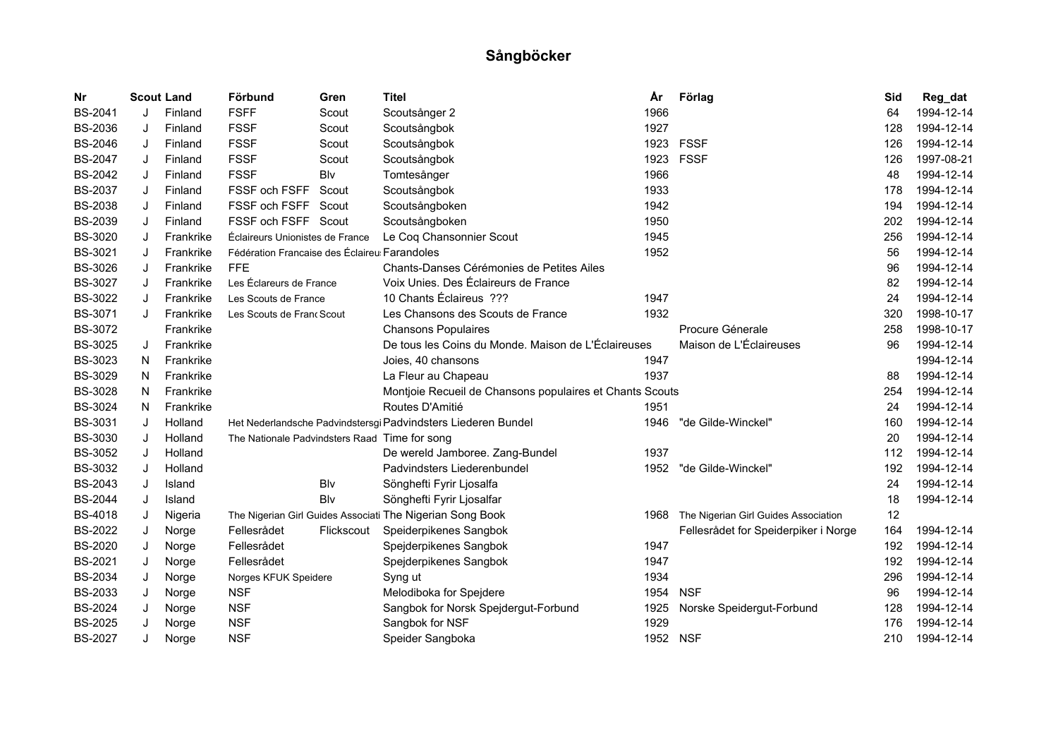# Sångböcker

| Nr | Scout | Land | Förbund | Gren | Titel | År | Förlag | Sid | Reg_dat |
|---|---|---|---|---|---|---|---|---|---|
| BS-2041 | J | Finland | FSFF | Scout | Scoutsånger 2 | 1966 | | 64 | 1994-12-14 |
| BS-2036 | J | Finland | FSSF | Scout | Scoutsångbok | 1927 | | 128 | 1994-12-14 |
| BS-2046 | J | Finland | FSSF | Scout | Scoutsångbok | 1923 | FSSF | 126 | 1994-12-14 |
| BS-2047 | J | Finland | FSSF | Scout | Scoutsångbok | 1923 | FSSF | 126 | 1997-08-21 |
| BS-2042 | J | Finland | FSSF | Blv | Tomtesånger | 1966 | | 48 | 1994-12-14 |
| BS-2037 | J | Finland | FSSF och FSFF | Scout | Scoutsångbok | 1933 | | 178 | 1994-12-14 |
| BS-2038 | J | Finland | FSSF och FSFF | Scout | Scoutsångboken | 1942 | | 194 | 1994-12-14 |
| BS-2039 | J | Finland | FSSF och FSFF | Scout | Scoutsångboken | 1950 | | 202 | 1994-12-14 |
| BS-3020 | J | Frankrike | Éclaireurs Unionistes de France | | Le Coq Chansonnier Scout | 1945 | | 256 | 1994-12-14 |
| BS-3021 | J | Frankrike | Fédération Francaise des Éclaireu | | Farandoles | 1952 | | 56 | 1994-12-14 |
| BS-3026 | J | Frankrike | FFE | | Chants-Danses Cérémonies de Petites Ailes | | | 96 | 1994-12-14 |
| BS-3027 | J | Frankrike | Les Éclareurs de France | | Voix Unies. Des Éclaireurs de France | | | 82 | 1994-12-14 |
| BS-3022 | J | Frankrike | Les Scouts de France | | 10 Chants Éclaireus ??? | 1947 | | 24 | 1994-12-14 |
| BS-3071 | J | Frankrike | Les Scouts de Franc | Scout | Les Chansons des Scouts de France | 1932 | | 320 | 1998-10-17 |
| BS-3072 | | Frankrike | | | Chansons Populaires | | Procure Génerale | 258 | 1998-10-17 |
| BS-3025 | J | Frankrike | | | De tous les Coins du Monde. Maison de L'Éclaireuses | | Maison de L'Éclaireuses | 96 | 1994-12-14 |
| BS-3023 | N | Frankrike | | | Joies, 40 chansons | 1947 | | | 1994-12-14 |
| BS-3029 | N | Frankrike | | | La Fleur au Chapeau | 1937 | | 88 | 1994-12-14 |
| BS-3028 | N | Frankrike | | | Montjoie Recueil de Chansons populaires et Chants Scouts | | | 254 | 1994-12-14 |
| BS-3024 | N | Frankrike | | | Routes D'Amitié | 1951 | | 24 | 1994-12-14 |
| BS-3031 | J | Holland | Het Nederlandsche Padvindstersgi | | Padvindsters Liederen Bundel | 1946 | "de Gilde-Winckel" | 160 | 1994-12-14 |
| BS-3030 | J | Holland | The Nationale Padvindsters Raad | | Time for song | | | 20 | 1994-12-14 |
| BS-3052 | J | Holland | | | De wereld Jamboree. Zang-Bundel | 1937 | | 112 | 1994-12-14 |
| BS-3032 | J | Holland | | | Padvindsters Liederenbundel | 1952 | "de Gilde-Winckel" | 192 | 1994-12-14 |
| BS-2043 | J | Island | | Blv | Sönghefti Fyrir Ljosalfa | | | 24 | 1994-12-14 |
| BS-2044 | J | Island | | Blv | Sönghefti Fyrir Ljosalfar | | | 18 | 1994-12-14 |
| BS-4018 | J | Nigeria | The Nigerian Girl Guides Associati | | The Nigerian Song Book | 1968 | The Nigerian Girl Guides Association | 12 | |
| BS-2022 | J | Norge | Fellesrådet | Flickscout | Speiderpikenes Sangbok | | Fellesrådet for Speiderpiker i Norge | 164 | 1994-12-14 |
| BS-2020 | J | Norge | Fellesrådet | | Spejderpikenes Sangbok | 1947 | | 192 | 1994-12-14 |
| BS-2021 | J | Norge | Fellesrådet | | Spejderpikenes Sangbok | 1947 | | 192 | 1994-12-14 |
| BS-2034 | J | Norge | Norges KFUK Speidere | | Syng ut | 1934 | | 296 | 1994-12-14 |
| BS-2033 | J | Norge | NSF | | Melodiboka for Spejdere | 1954 | NSF | 96 | 1994-12-14 |
| BS-2024 | J | Norge | NSF | | Sangbok for Norsk Spejdergut-Forbund | 1925 | Norske Speidergut-Forbund | 128 | 1994-12-14 |
| BS-2025 | J | Norge | NSF | | Sangbok for NSF | 1929 | | 176 | 1994-12-14 |
| BS-2027 | J | Norge | NSF | | Speider Sangboka | 1952 | NSF | 210 | 1994-12-14 |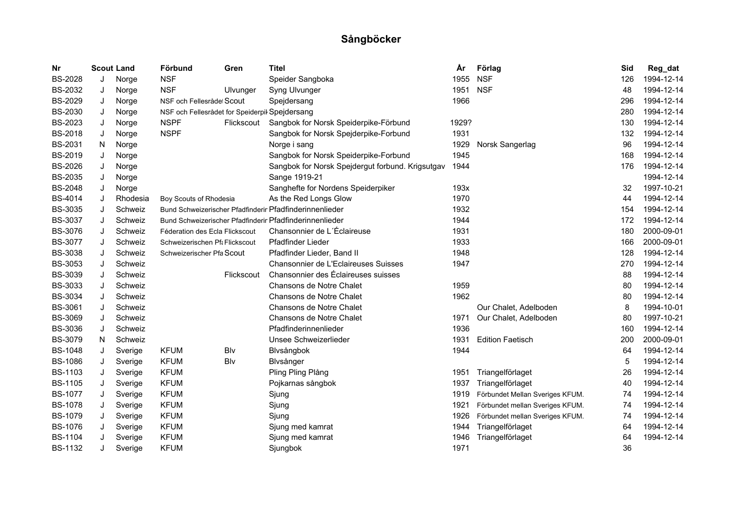# Sångböcker

| Nr | Scout | Land | Förbund | Gren | Titel | År | Förlag | Sid | Reg_dat |
|---|---|---|---|---|---|---|---|---|---|
| BS-2028 | J | Norge | NSF | | Speider Sangboka | 1955 | NSF | 126 | 1994-12-14 |
| BS-2032 | J | Norge | NSF | Ulvunger | Syng Ulvunger | 1951 | NSF | 48 | 1994-12-14 |
| BS-2029 | J | Norge | NSF och Fellesrådet | Scout | Spejdersang | 1966 | | 296 | 1994-12-14 |
| BS-2030 | J | Norge | NSF och Fellesrådet for Speiderpik | | Spejdersang | | | 280 | 1994-12-14 |
| BS-2023 | J | Norge | NSPF | Flickscout | Sangbok for Norsk Speiderpike-Förbund | 1929? | | 130 | 1994-12-14 |
| BS-2018 | J | Norge | NSPF | | Sangbok for Norsk Spejderpike-Forbund | 1931 | | 132 | 1994-12-14 |
| BS-2031 | N | Norge | | | Norge i sang | 1929 | Norsk Sangerlag | 96 | 1994-12-14 |
| BS-2019 | J | Norge | | | Sangbok for Norsk Speiderpike-Forbund | 1945 | | 168 | 1994-12-14 |
| BS-2026 | J | Norge | | | Sangbok for Norsk Spejdergut forbund. Krigsutgav | 1944 | | 176 | 1994-12-14 |
| BS-2035 | J | Norge | | | Sange 1919-21 | | | | 1994-12-14 |
| BS-2048 | J | Norge | | | Sanghefte for Nordens Speiderpiker | 193x | | 32 | 1997-10-21 |
| BS-4014 | J | Rhodesia | Boy Scouts of Rhodesia | | As the Red Longs Glow | 1970 | | 44 | 1994-12-14 |
| BS-3035 | J | Schweiz | Bund Schweizerischer Pfadfinderir | | Pfadfinderinnenlieder | 1932 | | 154 | 1994-12-14 |
| BS-3037 | J | Schweiz | Bund Schweizerischer Pfadfinderir | | Pfadfinderinnenlieder | 1944 | | 172 | 1994-12-14 |
| BS-3076 | J | Schweiz | Féderation des Ecla | Flickscout | Chansonnier de L´Éclaireuse | 1931 | | 180 | 2000-09-01 |
| BS-3077 | J | Schweiz | Schweizerischen Pfa | Flickscout | Pfadfinder Lieder | 1933 | | 166 | 2000-09-01 |
| BS-3038 | J | Schweiz | Schweizerischer Pfa | Scout | Pfadfinder Lieder, Band II | 1948 | | 128 | 1994-12-14 |
| BS-3053 | J | Schweiz | | | Chansonnier de L'Eclaireuses Suisses | 1947 | | 270 | 1994-12-14 |
| BS-3039 | J | Schweiz | | Flickscout | Chansonnier des Éclaireuses suisses | | | 88 | 1994-12-14 |
| BS-3033 | J | Schweiz | | | Chansons de Notre Chalet | 1959 | | 80 | 1994-12-14 |
| BS-3034 | J | Schweiz | | | Chansons de Notre Chalet | 1962 | | 80 | 1994-12-14 |
| BS-3061 | J | Schweiz | | | Chansons de Notre Chalet | | Our Chalet, Adelboden | 8 | 1994-10-01 |
| BS-3069 | J | Schweiz | | | Chansons de Notre Chalet | 1971 | Our Chalet, Adelboden | 80 | 1997-10-21 |
| BS-3036 | J | Schweiz | | | Pfadfinderinnenlieder | 1936 | | 160 | 1994-12-14 |
| BS-3079 | N | Schweiz | | | Unsee Schweizerlieder | 1931 | Edition Faetisch | 200 | 2000-09-01 |
| BS-1048 | J | Sverige | KFUM | Blv | Blvsångbok | 1944 | | 64 | 1994-12-14 |
| BS-1086 | J | Sverige | KFUM | Blv | Blvsånger | | | 5 | 1994-12-14 |
| BS-1103 | J | Sverige | KFUM | | Pling Pling Plång | 1951 | Triangelförlaget | 26 | 1994-12-14 |
| BS-1105 | J | Sverige | KFUM | | Pojkarnas sångbok | 1937 | Triangelförlaget | 40 | 1994-12-14 |
| BS-1077 | J | Sverige | KFUM | | Sjung | 1919 | Förbundet Mellan Sveriges KFUM. | 74 | 1994-12-14 |
| BS-1078 | J | Sverige | KFUM | | Sjung | 1921 | Förbundet mellan Sveriges KFUM. | 74 | 1994-12-14 |
| BS-1079 | J | Sverige | KFUM | | Sjung | 1926 | Förbundet mellan Sveriges KFUM. | 74 | 1994-12-14 |
| BS-1076 | J | Sverige | KFUM | | Sjung med kamrat | 1944 | Triangelförlaget | 64 | 1994-12-14 |
| BS-1104 | J | Sverige | KFUM | | Sjung med kamrat | 1946 | Triangelförlaget | 64 | 1994-12-14 |
| BS-1132 | J | Sverige | KFUM | | Sjungbok | 1971 | | 36 | |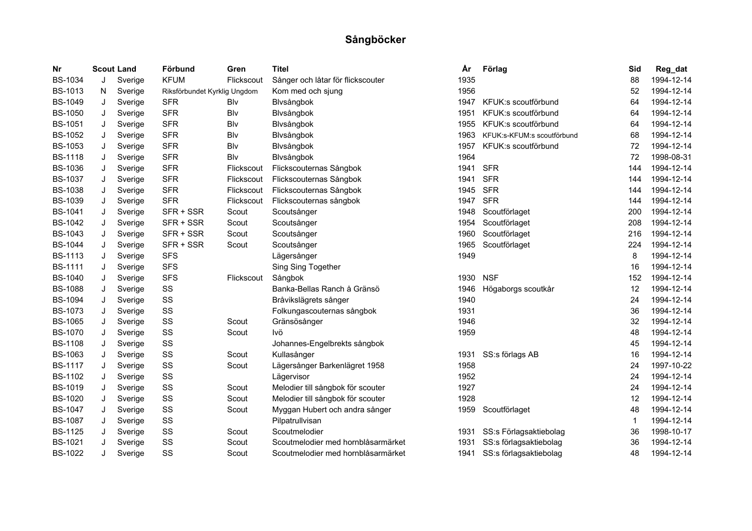# Sångböcker

| Nr | Scout | Land | Förbund | Gren | Titel | År | Förlag | Sid | Reg_dat |
|---|---|---|---|---|---|---|---|---|---|
| BS-1034 | J | Sverige | KFUM | Flickscout | Sånger och låtar för flickscouter | 1935 | | 88 | 1994-12-14 |
| BS-1013 | N | Sverige | Riksförbundet Kyrklig Ungdom | | Kom med och sjung | 1956 | | 52 | 1994-12-14 |
| BS-1049 | J | Sverige | SFR | Blv | Blvsångbok | 1947 | KFUK:s scoutförbund | 64 | 1994-12-14 |
| BS-1050 | J | Sverige | SFR | Blv | Blvsångbok | 1951 | KFUK:s scoutförbund | 64 | 1994-12-14 |
| BS-1051 | J | Sverige | SFR | Blv | Blvsångbok | 1955 | KFUK:s scoutförbund | 64 | 1994-12-14 |
| BS-1052 | J | Sverige | SFR | Blv | Blvsångbok | 1963 | KFUK:s-KFUM:s scoutförbund | 68 | 1994-12-14 |
| BS-1053 | J | Sverige | SFR | Blv | Blvsångbok | 1957 | KFUK:s scoutförbund | 72 | 1994-12-14 |
| BS-1118 | J | Sverige | SFR | Blv | Blvsångbok | 1964 | | 72 | 1998-08-31 |
| BS-1036 | J | Sverige | SFR | Flickscout | Flickscouternas Sångbok | 1941 | SFR | 144 | 1994-12-14 |
| BS-1037 | J | Sverige | SFR | Flickscout | Flickscouternas Sångbok | 1941 | SFR | 144 | 1994-12-14 |
| BS-1038 | J | Sverige | SFR | Flickscout | Flickscouternas Sångbok | 1945 | SFR | 144 | 1994-12-14 |
| BS-1039 | J | Sverige | SFR | Flickscout | Flickscouternas sångbok | 1947 | SFR | 144 | 1994-12-14 |
| BS-1041 | J | Sverige | SFR + SSR | Scout | Scoutsånger | 1948 | Scoutförlaget | 200 | 1994-12-14 |
| BS-1042 | J | Sverige | SFR + SSR | Scout | Scoutsånger | 1954 | Scoutförlaget | 208 | 1994-12-14 |
| BS-1043 | J | Sverige | SFR + SSR | Scout | Scoutsånger | 1960 | Scoutförlaget | 216 | 1994-12-14 |
| BS-1044 | J | Sverige | SFR + SSR | Scout | Scoutsånger | 1965 | Scoutförlaget | 224 | 1994-12-14 |
| BS-1113 | J | Sverige | SFS | | Lägersånger | 1949 | | 8 | 1994-12-14 |
| BS-1111 | J | Sverige | SFS | | Sing Sing Together | | | 16 | 1994-12-14 |
| BS-1040 | J | Sverige | SFS | Flickscout | Sångbok | 1930 | NSF | 152 | 1994-12-14 |
| BS-1088 | J | Sverige | SS | | Banka-Bellas Ranch å Gränsö | 1946 | Högaborgs scoutkår | 12 | 1994-12-14 |
| BS-1094 | J | Sverige | SS | | Bråvikslägrets sånger | 1940 | | 24 | 1994-12-14 |
| BS-1073 | J | Sverige | SS | | Folkungascouternas sångbok | 1931 | | 36 | 1994-12-14 |
| BS-1065 | J | Sverige | SS | Scout | Gränsösånger | 1946 | | 32 | 1994-12-14 |
| BS-1070 | J | Sverige | SS | Scout | Ivö | 1959 | | 48 | 1994-12-14 |
| BS-1108 | J | Sverige | SS | | Johannes-Engelbrekts sångbok | | | 45 | 1994-12-14 |
| BS-1063 | J | Sverige | SS | Scout | Kullasånger | 1931 | SS:s förlags AB | 16 | 1994-12-14 |
| BS-1117 | J | Sverige | SS | Scout | Lägersånger Barkenlägret 1958 | 1958 | | 24 | 1997-10-22 |
| BS-1102 | J | Sverige | SS | | Lägervisor | 1952 | | 24 | 1994-12-14 |
| BS-1019 | J | Sverige | SS | Scout | Melodier till sångbok för scouter | 1927 | | 24 | 1994-12-14 |
| BS-1020 | J | Sverige | SS | Scout | Melodier till sångbok för scouter | 1928 | | 12 | 1994-12-14 |
| BS-1047 | J | Sverige | SS | Scout | Myggan Hubert och andra sånger | 1959 | Scoutförlaget | 48 | 1994-12-14 |
| BS-1087 | J | Sverige | SS | | Pilpatrullvisan | | | 1 | 1994-12-14 |
| BS-1125 | J | Sverige | SS | Scout | Scoutmelodier | 1931 | SS:s Förlagsaktiebolag | 36 | 1998-10-17 |
| BS-1021 | J | Sverige | SS | Scout | Scoutmelodier med hornblåsarmärket | 1931 | SS:s förlagsaktiebolag | 36 | 1994-12-14 |
| BS-1022 | J | Sverige | SS | Scout | Scoutmelodier med hornblåsarmärket | 1941 | SS:s förlagsaktiebolag | 48 | 1994-12-14 |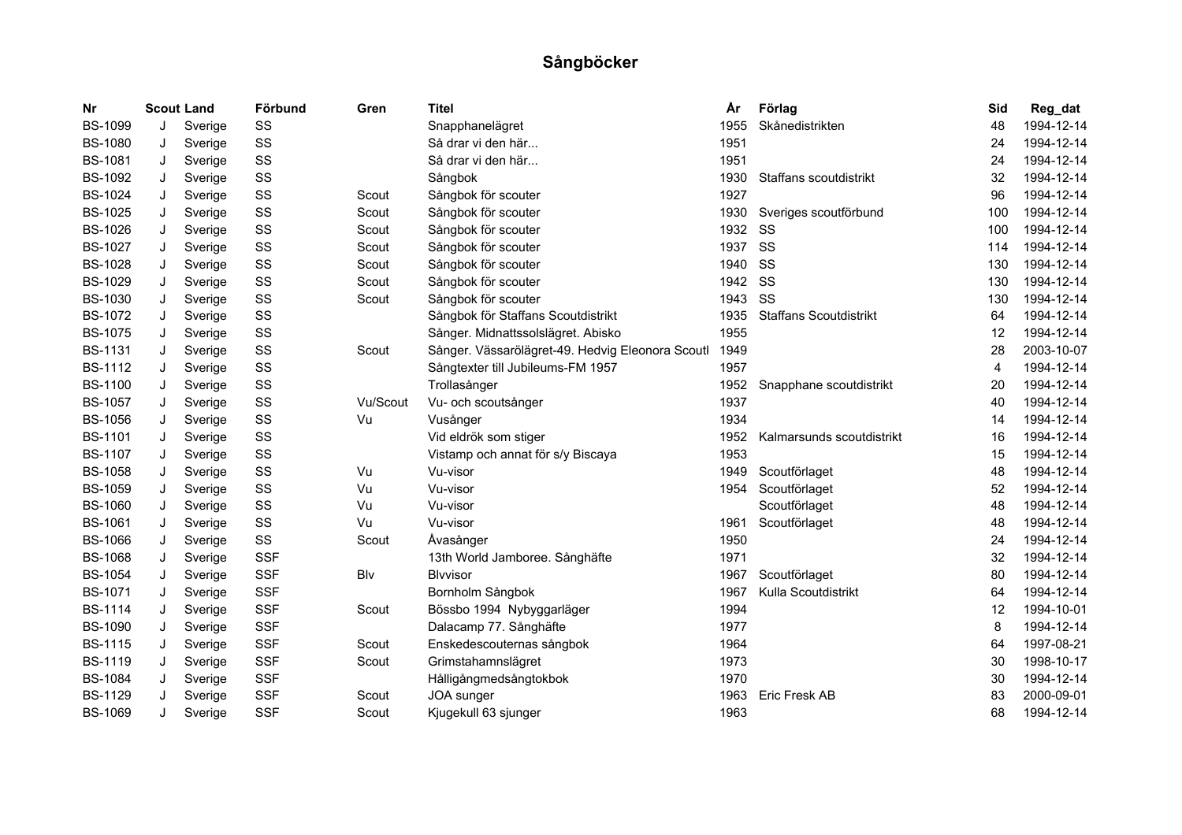# Sångböcker

| Nr | Scout | Land | Förbund | Gren | Titel | År | Förlag | Sid | Reg_dat |
|---|---|---|---|---|---|---|---|---|---|
| BS-1099 | J | Sverige | SS | | Snapphanelägret | 1955 | Skånedistrikten | 48 | 1994-12-14 |
| BS-1080 | J | Sverige | SS | | Så drar vi den här... | 1951 | | 24 | 1994-12-14 |
| BS-1081 | J | Sverige | SS | | Så drar vi den här... | 1951 | | 24 | 1994-12-14 |
| BS-1092 | J | Sverige | SS | | Sångbok | 1930 | Staffans scoutdistrikt | 32 | 1994-12-14 |
| BS-1024 | J | Sverige | SS | Scout | Sångbok för scouter | 1927 | | 96 | 1994-12-14 |
| BS-1025 | J | Sverige | SS | Scout | Sångbok för scouter | 1930 | Sveriges scoutförbund | 100 | 1994-12-14 |
| BS-1026 | J | Sverige | SS | Scout | Sångbok för scouter | 1932 | SS | 100 | 1994-12-14 |
| BS-1027 | J | Sverige | SS | Scout | Sångbok för scouter | 1937 | SS | 114 | 1994-12-14 |
| BS-1028 | J | Sverige | SS | Scout | Sångbok för scouter | 1940 | SS | 130 | 1994-12-14 |
| BS-1029 | J | Sverige | SS | Scout | Sångbok för scouter | 1942 | SS | 130 | 1994-12-14 |
| BS-1030 | J | Sverige | SS | Scout | Sångbok för scouter | 1943 | SS | 130 | 1994-12-14 |
| BS-1072 | J | Sverige | SS | | Sångbok för Staffans Scoutdistrikt | 1935 | Staffans Scoutdistrikt | 64 | 1994-12-14 |
| BS-1075 | J | Sverige | SS | | Sånger. Midnattssolslägret. Abisko | 1955 | | 12 | 1994-12-14 |
| BS-1131 | J | Sverige | SS | Scout | Sånger. Vässarölägret-49. Hedvig Eleonora Scoutl | 1949 | | 28 | 2003-10-07 |
| BS-1112 | J | Sverige | SS | | Sångtexter till Jubileums-FM 1957 | 1957 | | 4 | 1994-12-14 |
| BS-1100 | J | Sverige | SS | | Trollasånger | 1952 | Snapphane scoutdistrikt | 20 | 1994-12-14 |
| BS-1057 | J | Sverige | SS | Vu/Scout | Vu- och scoutsånger | 1937 | | 40 | 1994-12-14 |
| BS-1056 | J | Sverige | SS | Vu | Vusånger | 1934 | | 14 | 1994-12-14 |
| BS-1101 | J | Sverige | SS | | Vid eldrök som stiger | 1952 | Kalmarsunds scoutdistrikt | 16 | 1994-12-14 |
| BS-1107 | J | Sverige | SS | | Vistamp och annat för s/y Biscaya | 1953 | | 15 | 1994-12-14 |
| BS-1058 | J | Sverige | SS | Vu | Vu-visor | 1949 | Scoutförlaget | 48 | 1994-12-14 |
| BS-1059 | J | Sverige | SS | Vu | Vu-visor | 1954 | Scoutförlaget | 52 | 1994-12-14 |
| BS-1060 | J | Sverige | SS | Vu | Vu-visor | | Scoutförlaget | 48 | 1994-12-14 |
| BS-1061 | J | Sverige | SS | Vu | Vu-visor | 1961 | Scoutförlaget | 48 | 1994-12-14 |
| BS-1066 | J | Sverige | SS | Scout | Åvasånger | 1950 | | 24 | 1994-12-14 |
| BS-1068 | J | Sverige | SSF | | 13th World Jamboree. Sånghäfte | 1971 | | 32 | 1994-12-14 |
| BS-1054 | J | Sverige | SSF | Blv | Blvvisor | 1967 | Scoutförlaget | 80 | 1994-12-14 |
| BS-1071 | J | Sverige | SSF | | Bornholm Sångbok | 1967 | Kulla Scoutdistrikt | 64 | 1994-12-14 |
| BS-1114 | J | Sverige | SSF | Scout | Bössbo 1994 Nybyggarläger | 1994 | | 12 | 1994-10-01 |
| BS-1090 | J | Sverige | SSF | | Dalacamp 77. Sånghäfte | 1977 | | 8 | 1994-12-14 |
| BS-1115 | J | Sverige | SSF | Scout | Enskedescouternas sångbok | 1964 | | 64 | 1997-08-21 |
| BS-1119 | J | Sverige | SSF | Scout | Grimstahamnslägret | 1973 | | 30 | 1998-10-17 |
| BS-1084 | J | Sverige | SSF | | Hålligångmedsångtokbok | 1970 | | 30 | 1994-12-14 |
| BS-1129 | J | Sverige | SSF | Scout | JOA sunger | 1963 | Eric Fresk AB | 83 | 2000-09-01 |
| BS-1069 | J | Sverige | SSF | Scout | Kjugekull 63 sjunger | 1963 | | 68 | 1994-12-14 |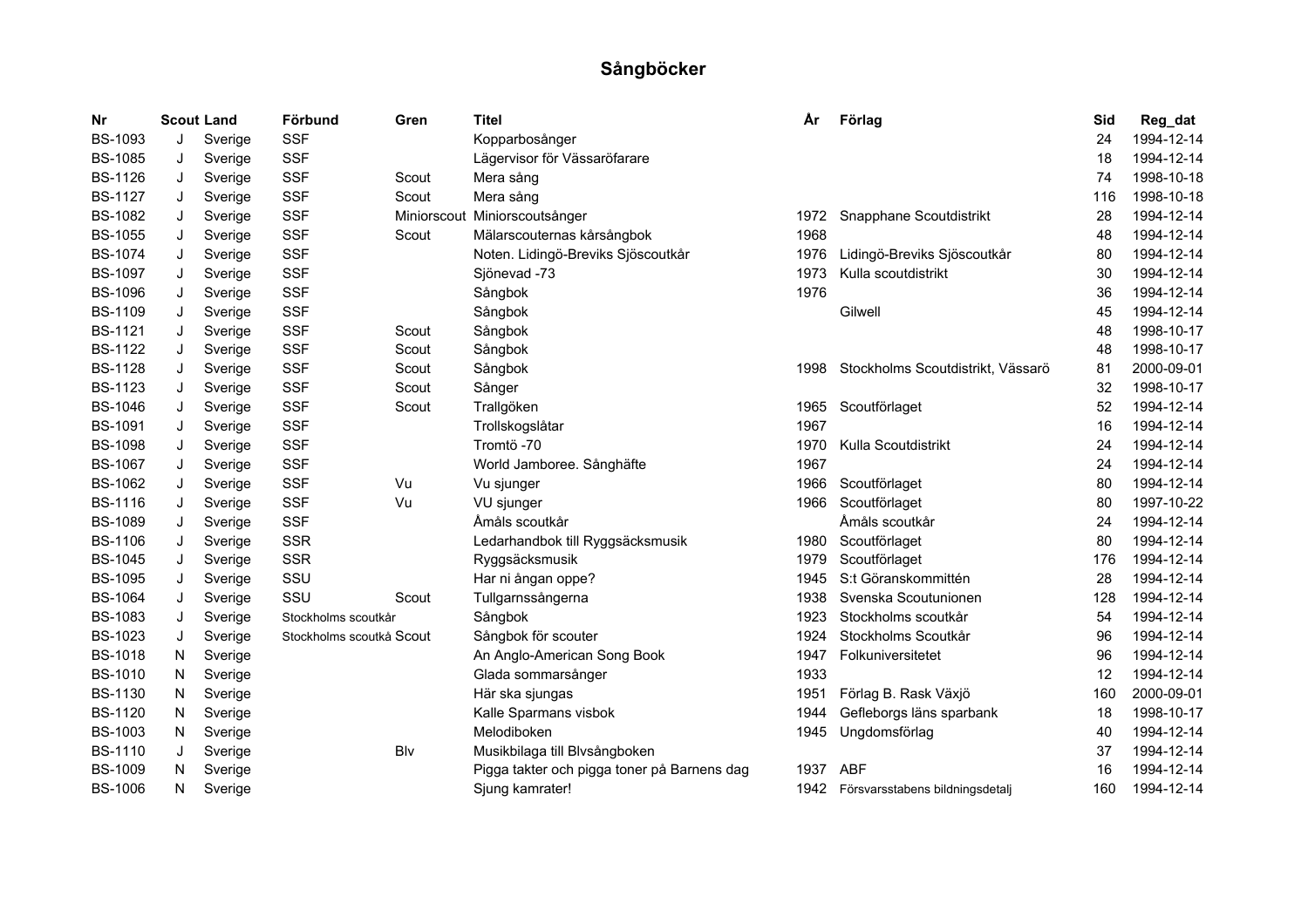# Sångböcker

| Nr | Scout | Land | Förbund | Gren | Titel | År | Förlag | Sid | Reg_dat |
|---|---|---|---|---|---|---|---|---|---|
| BS-1093 | J | Sverige | SSF | | Kopparbosånger | | | 24 | 1994-12-14 |
| BS-1085 | J | Sverige | SSF | | Lägervisor för Vässaröfarare | | | 18 | 1994-12-14 |
| BS-1126 | J | Sverige | SSF | Scout | Mera sång | | | 74 | 1998-10-18 |
| BS-1127 | J | Sverige | SSF | Scout | Mera sång | | | 116 | 1998-10-18 |
| BS-1082 | J | Sverige | SSF | Miniorscout | Miniorscoutsånger | 1972 | Snapphane Scoutdistrikt | 28 | 1994-12-14 |
| BS-1055 | J | Sverige | SSF | Scout | Mälarscouternas kårsångbok | 1968 | | 48 | 1994-12-14 |
| BS-1074 | J | Sverige | SSF | | Noten. Lidingö-Breviks Sjöscoutkår | 1976 | Lidingö-Breviks Sjöscoutkår | 80 | 1994-12-14 |
| BS-1097 | J | Sverige | SSF | | Sjönevad -73 | 1973 | Kulla scoutdistrikt | 30 | 1994-12-14 |
| BS-1096 | J | Sverige | SSF | | Sångbok | 1976 | | 36 | 1994-12-14 |
| BS-1109 | J | Sverige | SSF | | Sångbok | | Gilwell | 45 | 1994-12-14 |
| BS-1121 | J | Sverige | SSF | Scout | Sångbok | | | 48 | 1998-10-17 |
| BS-1122 | J | Sverige | SSF | Scout | Sångbok | | | 48 | 1998-10-17 |
| BS-1128 | J | Sverige | SSF | Scout | Sångbok | 1998 | Stockholms Scoutdistrikt, Vässarö | 81 | 2000-09-01 |
| BS-1123 | J | Sverige | SSF | Scout | Sånger | | | 32 | 1998-10-17 |
| BS-1046 | J | Sverige | SSF | Scout | Trallgöken | 1965 | Scoutförlaget | 52 | 1994-12-14 |
| BS-1091 | J | Sverige | SSF | | Trollskogslåtar | 1967 | | 16 | 1994-12-14 |
| BS-1098 | J | Sverige | SSF | | Tromtö -70 | 1970 | Kulla Scoutdistrikt | 24 | 1994-12-14 |
| BS-1067 | J | Sverige | SSF | | World Jamboree. Sånghäfte | 1967 | | 24 | 1994-12-14 |
| BS-1062 | J | Sverige | SSF | Vu | Vu sjunger | 1966 | Scoutförlaget | 80 | 1994-12-14 |
| BS-1116 | J | Sverige | SSF | Vu | VU sjunger | 1966 | Scoutförlaget | 80 | 1997-10-22 |
| BS-1089 | J | Sverige | SSF | | Åmåls scoutkår | | Åmåls scoutkår | 24 | 1994-12-14 |
| BS-1106 | J | Sverige | SSR | | Ledarhandbok till Ryggsäcksmusik | 1980 | Scoutförlaget | 80 | 1994-12-14 |
| BS-1045 | J | Sverige | SSR | | Ryggsäcksmusik | 1979 | Scoutförlaget | 176 | 1994-12-14 |
| BS-1095 | J | Sverige | SSU | | Har ni ångan oppe? | 1945 | S:t Göranskommittén | 28 | 1994-12-14 |
| BS-1064 | J | Sverige | SSU | Scout | Tullgarnssångerna | 1938 | Svenska Scoutunionen | 128 | 1994-12-14 |
| BS-1083 | J | Sverige | Stockholms scoutkår | | Sångbok | 1923 | Stockholms scoutkår | 54 | 1994-12-14 |
| BS-1023 | J | Sverige | Stockholms scoutkå | Scout | Sångbok för scouter | 1924 | Stockholms Scoutkår | 96 | 1994-12-14 |
| BS-1018 | N | Sverige | | | An Anglo-American Song Book | 1947 | Folkuniversitetet | 96 | 1994-12-14 |
| BS-1010 | N | Sverige | | | Glada sommarsånger | 1933 | | 12 | 1994-12-14 |
| BS-1130 | N | Sverige | | | Här ska sjungas | 1951 | Förlag B. Rask Växjö | 160 | 2000-09-01 |
| BS-1120 | N | Sverige | | | Kalle Sparmans visbok | 1944 | Gefleborgs läns sparbank | 18 | 1998-10-17 |
| BS-1003 | N | Sverige | | | Melodiboken | 1945 | Ungdomsförlag | 40 | 1994-12-14 |
| BS-1110 | J | Sverige | | Blv | Musikbilaga till Blvsångboken | | | 37 | 1994-12-14 |
| BS-1009 | N | Sverige | | | Pigga takter och pigga toner på Barnens dag | 1937 | ABF | 16 | 1994-12-14 |
| BS-1006 | N | Sverige | | | Sjung kamrater! | 1942 | Försvarsstabens bildningsdetalj | 160 | 1994-12-14 |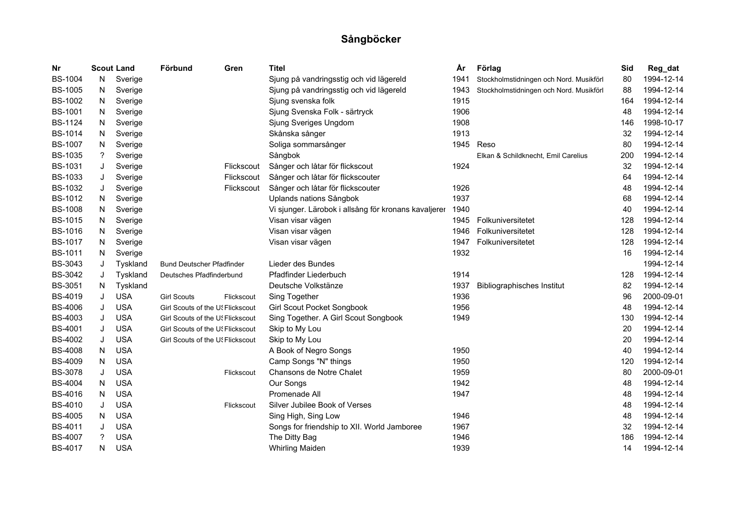# Sångböcker

| Nr | Scout | Land | Förbund | Gren | Titel | År | Förlag | Sid | Reg_dat |
|---|---|---|---|---|---|---|---|---|---|
| BS-1004 | N | Sverige | | | Sjung på vandringsstig och vid lägereld | 1941 | Stockholmstidningen och Nord. Musikförl | 80 | 1994-12-14 |
| BS-1005 | N | Sverige | | | Sjung på vandringsstig och vid lägereld | 1943 | Stockholmstidningen och Nord. Musikförl | 88 | 1994-12-14 |
| BS-1002 | N | Sverige | | | Sjung svenska folk | 1915 | | 164 | 1994-12-14 |
| BS-1001 | N | Sverige | | | Sjung Svenska Folk - särtryck | 1906 | | 48 | 1994-12-14 |
| BS-1124 | N | Sverige | | | Sjung Sveriges Ungdom | 1908 | | 146 | 1998-10-17 |
| BS-1014 | N | Sverige | | | Skånska sånger | 1913 | | 32 | 1994-12-14 |
| BS-1007 | N | Sverige | | | Soliga sommarsånger | 1945 | Reso | 80 | 1994-12-14 |
| BS-1035 | ? | Sverige | | | Sångbok | | Elkan & Schildknecht, Emil Carelius | 200 | 1994-12-14 |
| BS-1031 | J | Sverige | | Flickscout | Sånger och låtar för flickscout | 1924 | | 32 | 1994-12-14 |
| BS-1033 | J | Sverige | | Flickscout | Sånger och låtar för flickscouter | | | 64 | 1994-12-14 |
| BS-1032 | J | Sverige | | Flickscout | Sånger och låtar för flickscouter | 1926 | | 48 | 1994-12-14 |
| BS-1012 | N | Sverige | | | Uplands nations Sångbok | 1937 | | 68 | 1994-12-14 |
| BS-1008 | N | Sverige | | | Vi sjunger. Lärobok i allsång för kronans kavaljerer | 1940 | | 40 | 1994-12-14 |
| BS-1015 | N | Sverige | | | Visan visar vägen | 1945 | Folkuniversitetet | 128 | 1994-12-14 |
| BS-1016 | N | Sverige | | | Visan visar vägen | 1946 | Folkuniversitetet | 128 | 1994-12-14 |
| BS-1017 | N | Sverige | | | Visan visar vägen | 1947 | Folkuniversitetet | 128 | 1994-12-14 |
| BS-1011 | N | Sverige | | | | 1932 | | 16 | 1994-12-14 |
| BS-3043 | J | Tyskland | Bund Deutscher Pfadfinder | | Lieder des Bundes | | | | 1994-12-14 |
| BS-3042 | J | Tyskland | Deutsches Pfadfinderbund | | Pfadfinder Liederbuch | 1914 | | 128 | 1994-12-14 |
| BS-3051 | N | Tyskland | | | Deutsche Volkstänze | 1937 | Bibliographisches Institut | 82 | 1994-12-14 |
| BS-4019 | J | USA | Girl Scouts | Flickscout | Sing Together | 1936 | | 96 | 2000-09-01 |
| BS-4006 | J | USA | Girl Scouts of the US | Flickscout | Girl Scout Pocket Songbook | 1956 | | 48 | 1994-12-14 |
| BS-4003 | J | USA | Girl Scouts of the US | Flickscout | Sing Together. A Girl Scout Songbook | 1949 | | 130 | 1994-12-14 |
| BS-4001 | J | USA | Girl Scouts of the US | Flickscout | Skip to My Lou | | | 20 | 1994-12-14 |
| BS-4002 | J | USA | Girl Scouts of the US | Flickscout | Skip to My Lou | | | 20 | 1994-12-14 |
| BS-4008 | N | USA | | | A Book of Negro Songs | 1950 | | 40 | 1994-12-14 |
| BS-4009 | N | USA | | | Camp Songs "N" things | 1950 | | 120 | 1994-12-14 |
| BS-3078 | J | USA | | Flickscout | Chansons de Notre Chalet | 1959 | | 80 | 2000-09-01 |
| BS-4004 | N | USA | | | Our Songs | 1942 | | 48 | 1994-12-14 |
| BS-4016 | N | USA | | | Promenade All | 1947 | | 48 | 1994-12-14 |
| BS-4010 | J | USA | | Flickscout | Silver Jubilee Book of Verses | | | 48 | 1994-12-14 |
| BS-4005 | N | USA | | | Sing High, Sing Low | 1946 | | 48 | 1994-12-14 |
| BS-4011 | J | USA | | | Songs for friendship to XII. World Jamboree | 1967 | | 32 | 1994-12-14 |
| BS-4007 | ? | USA | | | The Ditty Bag | 1946 | | 186 | 1994-12-14 |
| BS-4017 | N | USA | | | Whirling Maiden | 1939 | | 14 | 1994-12-14 |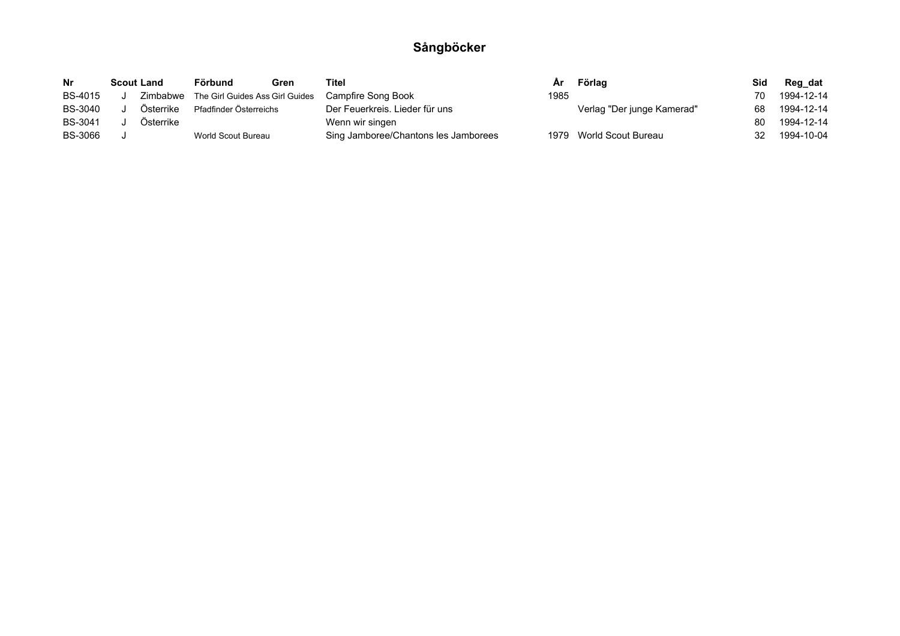# Sångböcker

| Nr | Scout | Land | Förbund | Gren | Titel | År | Förlag | Sid | Reg_dat |
|---|---|---|---|---|---|---|---|---|---|
| BS-4015 | J | Zimbabwe | The Girl Guides Ass | Girl Guides | Campfire Song Book | 1985 | | 70 | 1994-12-14 |
| BS-3040 | J | Österrike | Pfadfinder Österreichs | | Der Feuerkreis. Lieder für uns | | Verlag "Der junge Kamerad" | 68 | 1994-12-14 |
| BS-3041 | J | Österrike | | | Wenn wir singen | | | 80 | 1994-12-14 |
| BS-3066 | J | | World Scout Bureau | | Sing Jamboree/Chantons les Jamborees | 1979 | World Scout Bureau | 32 | 1994-10-04 |